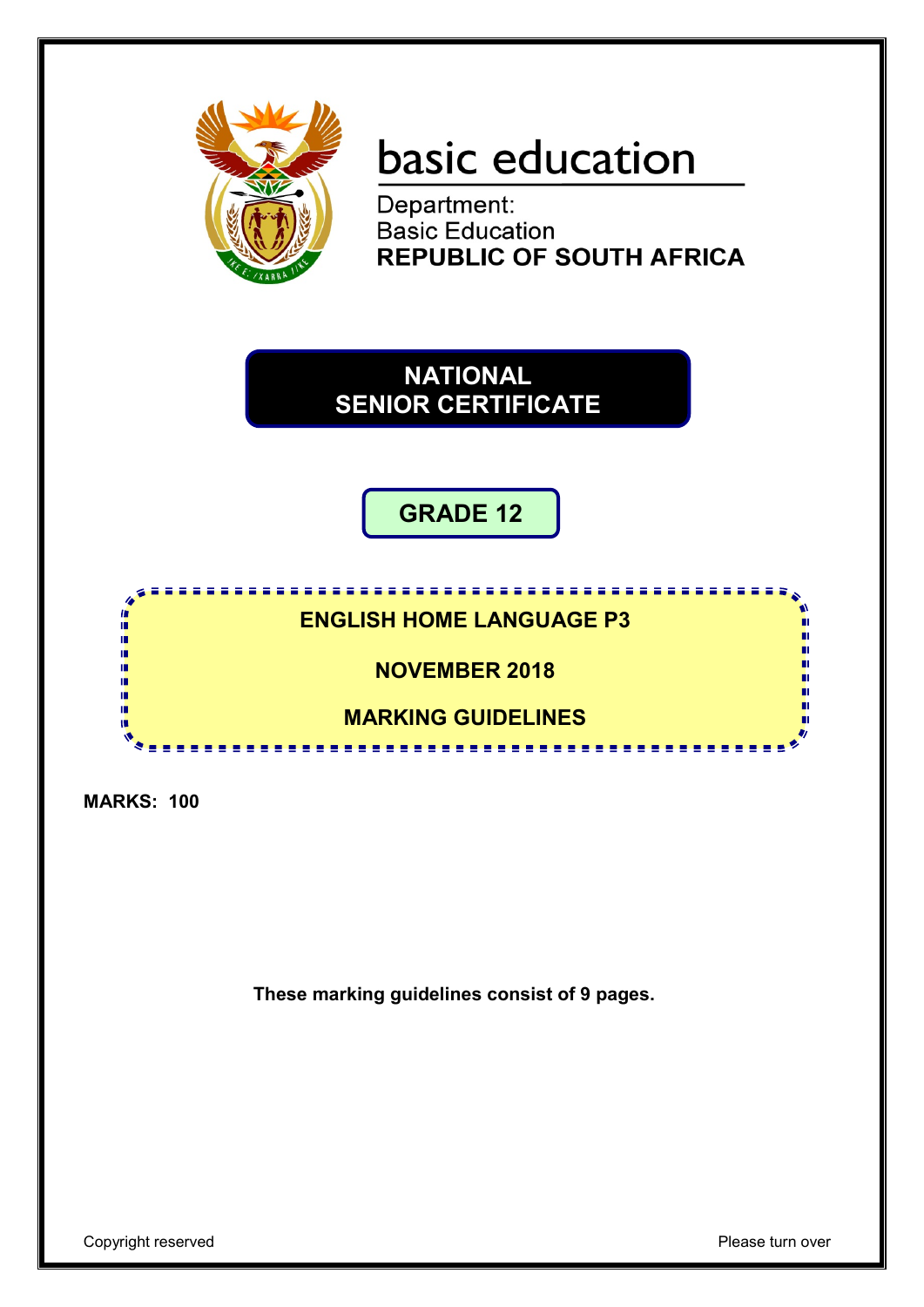basic education

Department:
Basic Education
**REPUBLIC OF SOUTH AFRICA**

# NATIONAL SENIOR CERTIFICATE

## GRADE 12

**ENGLISH HOME LANGUAGE P3**

**NOVEMBER 2018**

**MARKING GUIDELINES**

**MARKS: 100**

**These marking guidelines consist of 9 pages.**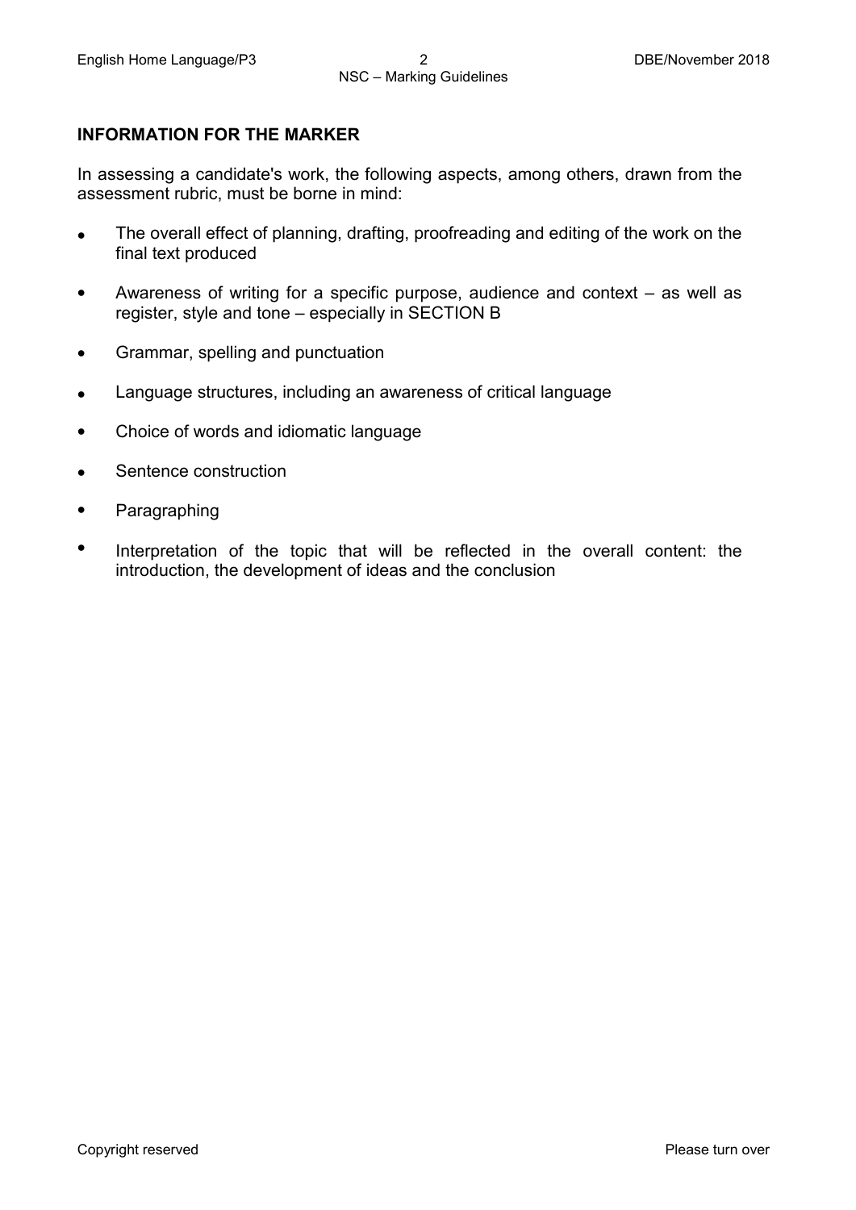## INFORMATION FOR THE MARKER

In assessing a candidate's work, the following aspects, among others, drawn from the assessment rubric, must be borne in mind:

- The overall effect of planning, drafting, proofreading and editing of the work on the final text produced
- Awareness of writing for a specific purpose, audience and context – as well as register, style and tone – especially in SECTION B
- Grammar, spelling and punctuation
- Language structures, including an awareness of critical language
- Choice of words and idiomatic language
- Sentence construction
- Paragraphing
- Interpretation of the topic that will be reflected in the overall content: the introduction, the development of ideas and the conclusion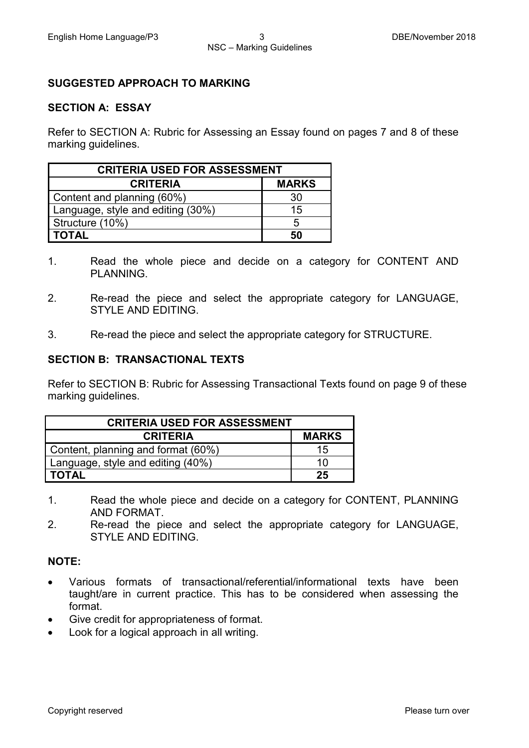## SUGGESTED APPROACH TO MARKING

### SECTION A: ESSAY

Refer to SECTION A: Rubric for Assessing an Essay found on pages 7 and 8 of these marking guidelines.

| CRITERIA USED FOR ASSESSMENT | |
|---|---|
| **CRITERIA** | **MARKS** |
| Content and planning (60%) | 30 |
| Language, style and editing (30%) | 15 |
| Structure (10%) | 5 |
| **TOTAL** | **50** |

1. Read the whole piece and decide on a category for CONTENT AND PLANNING.
2. Re-read the piece and select the appropriate category for LANGUAGE, STYLE AND EDITING.
3. Re-read the piece and select the appropriate category for STRUCTURE.

### SECTION B: TRANSACTIONAL TEXTS

Refer to SECTION B: Rubric for Assessing Transactional Texts found on page 9 of these marking guidelines.

| CRITERIA USED FOR ASSESSMENT | |
|---|---|
| **CRITERIA** | **MARKS** |
| Content, planning and format (60%) | 15 |
| Language, style and editing (40%) | 10 |
| **TOTAL** | **25** |

1. Read the whole piece and decide on a category for CONTENT, PLANNING AND FORMAT.
2. Re-read the piece and select the appropriate category for LANGUAGE, STYLE AND EDITING.

**NOTE:**

- Various formats of transactional/referential/informational texts have been taught/are in current practice. This has to be considered when assessing the format.
- Give credit for appropriateness of format.
- Look for a logical approach in all writing.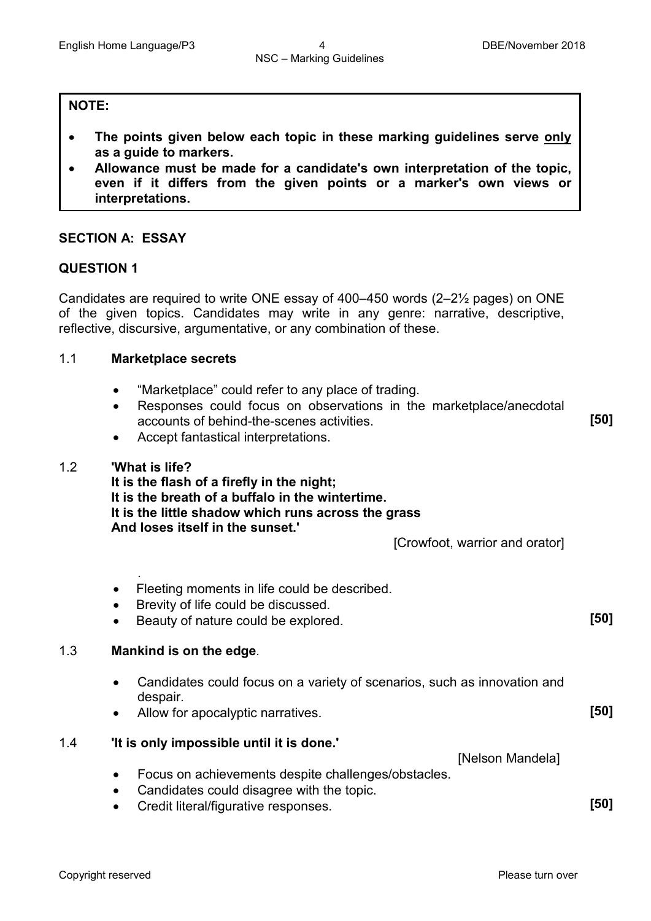> **NOTE:**
>
> - **The points given below each topic in these marking guidelines serve only as a guide to markers.**
> - **Allowance must be made for a candidate's own interpretation of the topic, even if it differs from the given points or a marker's own views or interpretations.**

## SECTION A: ESSAY

### QUESTION 1

Candidates are required to write ONE essay of 400–450 words (2–2½ pages) on ONE of the given topics. Candidates may write in any genre: narrative, descriptive, reflective, discursive, argumentative, or any combination of these.

1.1 **Marketplace secrets**

- "Marketplace" could refer to any place of trading.
- Responses could focus on observations in the marketplace/anecdotal accounts of behind-the-scenes activities.
- Accept fantastical interpretations.

**[50]**

1.2 **'What is life?**
**It is the flash of a firefly in the night;**
**It is the breath of a buffalo in the wintertime.**
**It is the little shadow which runs across the grass**
**And loses itself in the sunset.'**

[Crowfoot, warrior and orator]

- Fleeting moments in life could be described.
- Brevity of life could be discussed.
- Beauty of nature could be explored.

**[50]**

1.3 **Mankind is on the edge**.

- Candidates could focus on a variety of scenarios, such as innovation and despair.
- Allow for apocalyptic narratives.

**[50]**

1.4 **'It is only impossible until it is done.'**

[Nelson Mandela]

- Focus on achievements despite challenges/obstacles.
- Candidates could disagree with the topic.
- Credit literal/figurative responses.

**[50]**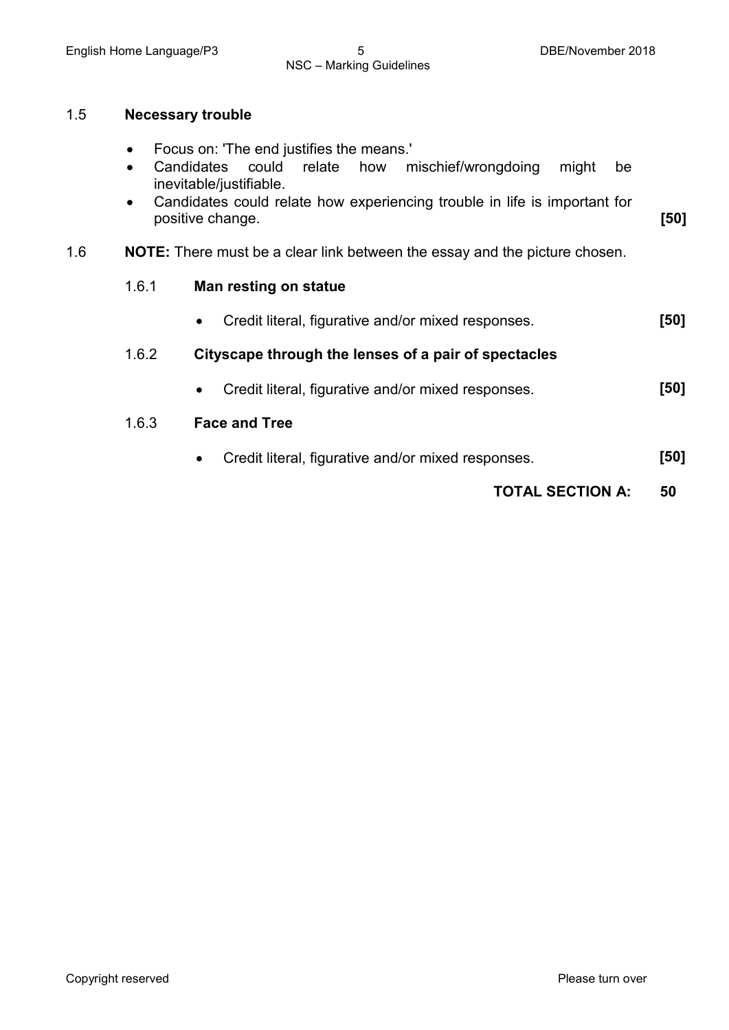### 1.5 **Necessary trouble**

- Focus on: 'The end justifies the means.'
- Candidates could relate how mischief/wrongdoing might be inevitable/justifiable.
- Candidates could relate how experiencing trouble in life is important for positive change. **[50]**

### 1.6 **NOTE:** There must be a clear link between the essay and the picture chosen.

#### 1.6.1 **Man resting on statue**

- Credit literal, figurative and/or mixed responses. **[50]**

#### 1.6.2 **Cityscape through the lenses of a pair of spectacles**

- Credit literal, figurative and/or mixed responses. **[50]**

#### 1.6.3 **Face and Tree**

- Credit literal, figurative and/or mixed responses. **[50]**

**TOTAL SECTION A: 50**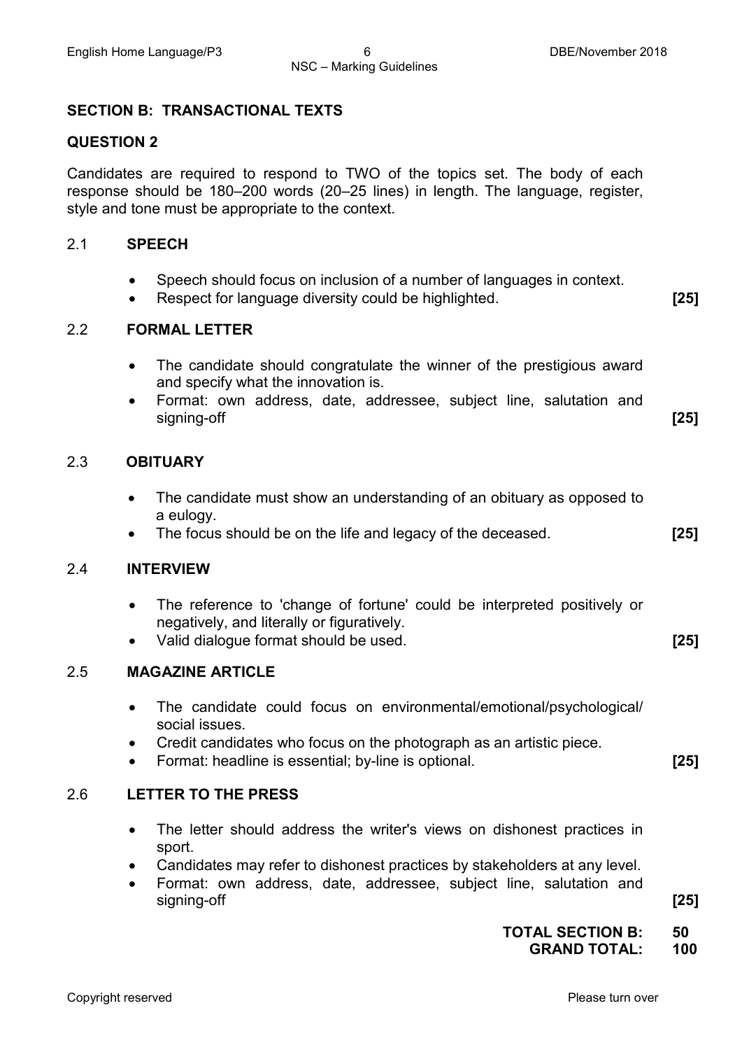## SECTION B: TRANSACTIONAL TEXTS

### QUESTION 2

Candidates are required to respond to TWO of the topics set. The body of each response should be 180–200 words (20–25 lines) in length. The language, register, style and tone must be appropriate to the context.

**2.1 SPEECH**

- Speech should focus on inclusion of a number of languages in context.
- Respect for language diversity could be highlighted. **[25]**

**2.2 FORMAL LETTER**

- The candidate should congratulate the winner of the prestigious award and specify what the innovation is.
- Format: own address, date, addressee, subject line, salutation and signing-off **[25]**

**2.3 OBITUARY**

- The candidate must show an understanding of an obituary as opposed to a eulogy.
- The focus should be on the life and legacy of the deceased. **[25]**

**2.4 INTERVIEW**

- The reference to 'change of fortune' could be interpreted positively or negatively, and literally or figuratively.
- Valid dialogue format should be used. **[25]**

**2.5 MAGAZINE ARTICLE**

- The candidate could focus on environmental/emotional/psychological/ social issues.
- Credit candidates who focus on the photograph as an artistic piece.
- Format: headline is essential; by-line is optional. **[25]**

**2.6 LETTER TO THE PRESS**

- The letter should address the writer's views on dishonest practices in sport.
- Candidates may refer to dishonest practices by stakeholders at any level.
- Format: own address, date, addressee, subject line, salutation and signing-off **[25]**

**TOTAL SECTION B: 50**
**GRAND TOTAL: 100**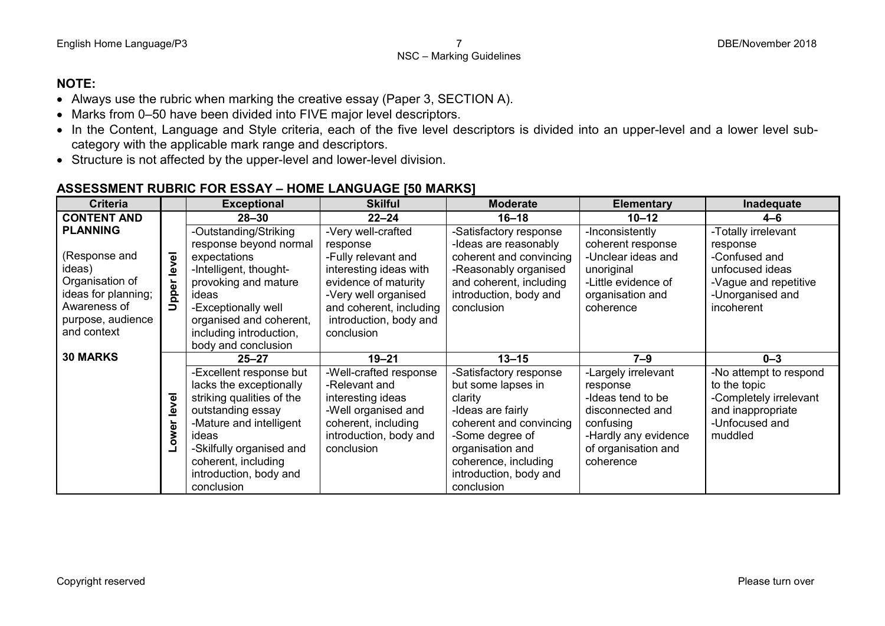**NOTE:**

- Always use the rubric when marking the creative essay (Paper 3, SECTION A).
- Marks from 0–50 have been divided into FIVE major level descriptors.
- In the Content, Language and Style criteria, each of the five level descriptors is divided into an upper-level and a lower level sub-category with the applicable mark range and descriptors.
- Structure is not affected by the upper-level and lower-level division.

## ASSESSMENT RUBRIC FOR ESSAY – HOME LANGUAGE [50 MARKS]

| Criteria | | Exceptional | Skilful | Moderate | Elementary | Inadequate |
|---|---|---|---|---|---|---|
| **CONTENT AND PLANNING**<br><br>(Response and ideas)<br>Organisation of ideas for planning;<br>Awareness of purpose, audience and context<br><br>**30 MARKS** | **Upper level** | **28–30**<br>-Outstanding/Striking response beyond normal expectations<br>-Intelligent, thought-provoking and mature ideas<br>-Exceptionally well organised and coherent, including introduction, body and conclusion | **22–24**<br>-Very well-crafted response<br>-Fully relevant and interesting ideas with evidence of maturity<br>-Very well organised and coherent, including introduction, body and conclusion | **16–18**<br>-Satisfactory response<br>-Ideas are reasonably coherent and convincing<br>-Reasonably organised and coherent, including introduction, body and conclusion | **10–12**<br>-Inconsistently coherent response<br>-Unclear ideas and unoriginal<br>-Little evidence of organisation and coherence | **4–6**<br>-Totally irrelevant response<br>-Confused and unfocused ideas<br>-Vague and repetitive<br>-Unorganised and incoherent |
| | **Lower level** | **25–27**<br>-Excellent response but lacks the exceptionally striking qualities of the outstanding essay<br>-Mature and intelligent ideas<br>-Skilfully organised and coherent, including introduction, body and conclusion | **19–21**<br>-Well-crafted response<br>-Relevant and interesting ideas<br>-Well organised and coherent, including introduction, body and conclusion | **13–15**<br>-Satisfactory response but some lapses in clarity<br>-Ideas are fairly coherent and convincing<br>-Some degree of organisation and coherence, including introduction, body and conclusion | **7–9**<br>-Largely irrelevant response<br>-Ideas tend to be disconnected and confusing<br>-Hardly any evidence of organisation and coherence | **0–3**<br>-No attempt to respond to the topic<br>-Completely irrelevant and inappropriate<br>-Unfocused and muddled |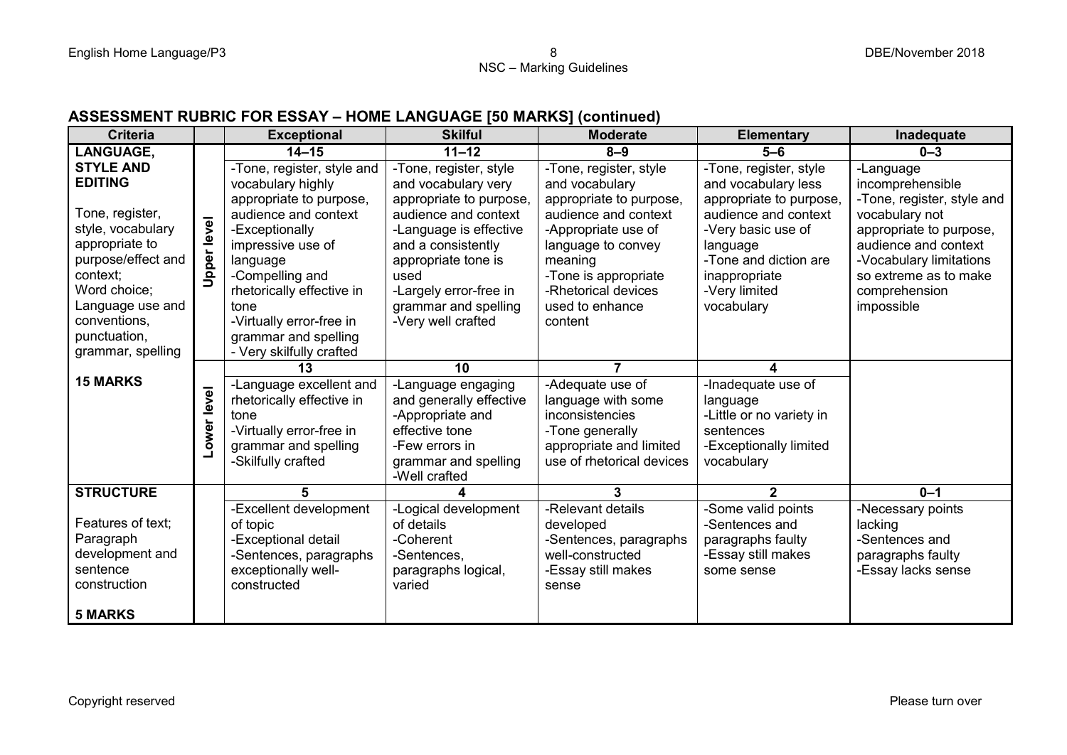## ASSESSMENT RUBRIC FOR ESSAY – HOME LANGUAGE [50 MARKS] (continued)

| Criteria | | Exceptional | Skilful | Moderate | Elementary | Inadequate |
|---|---|---|---|---|---|---|
| **LANGUAGE, STYLE AND EDITING**<br><br>Tone, register, style, vocabulary appropriate to purpose/effect and context;<br>Word choice;<br>Language use and conventions, punctuation, grammar, spelling<br><br>**15 MARKS** | **Upper level** | **14–15**<br>-Tone, register, style and vocabulary highly appropriate to purpose, audience and context<br>-Exceptionally impressive use of language<br>-Compelling and rhetorically effective in tone<br>-Virtually error-free in grammar and spelling<br>- Very skilfully crafted | **11–12**<br>-Tone, register, style and vocabulary very appropriate to purpose, audience and context<br>-Language is effective and a consistently appropriate tone is used<br>-Largely error-free in grammar and spelling<br>-Very well crafted | **8–9**<br>-Tone, register, style and vocabulary appropriate to purpose, audience and context<br>-Appropriate use of language to convey meaning<br>-Tone is appropriate<br>-Rhetorical devices used to enhance content | **5–6**<br>-Tone, register, style and vocabulary less appropriate to purpose, audience and context<br>-Very basic use of language<br>-Tone and diction are inappropriate<br>-Very limited vocabulary | **0–3**<br>-Language incomprehensible<br>-Tone, register, style and vocabulary not appropriate to purpose, audience and context<br>-Vocabulary limitations so extreme as to make comprehension impossible |
| | **Lower level** | **13**<br>-Language excellent and rhetorically effective in tone<br>-Virtually error-free in grammar and spelling<br>-Skilfully crafted | **10**<br>-Language engaging and generally effective<br>-Appropriate and effective tone<br>-Few errors in grammar and spelling<br>-Well crafted | **7**<br>-Adequate use of language with some inconsistencies<br>-Tone generally appropriate and limited use of rhetorical devices | **4**<br>-Inadequate use of language<br>-Little or no variety in sentences<br>-Exceptionally limited vocabulary | |
| **STRUCTURE**<br><br>Features of text;<br>Paragraph development and sentence construction<br><br>**5 MARKS** | | **5**<br>-Excellent development of topic<br>-Exceptional detail<br>-Sentences, paragraphs exceptionally well-constructed | **4**<br>-Logical development of details<br>-Coherent<br>-Sentences, paragraphs logical, varied | **3**<br>-Relevant details developed<br>-Sentences, paragraphs well-constructed<br>-Essay still makes sense | **2**<br>-Some valid points<br>-Sentences and paragraphs faulty<br>-Essay still makes some sense | **0–1**<br>-Necessary points lacking<br>-Sentences and paragraphs faulty<br>-Essay lacks sense |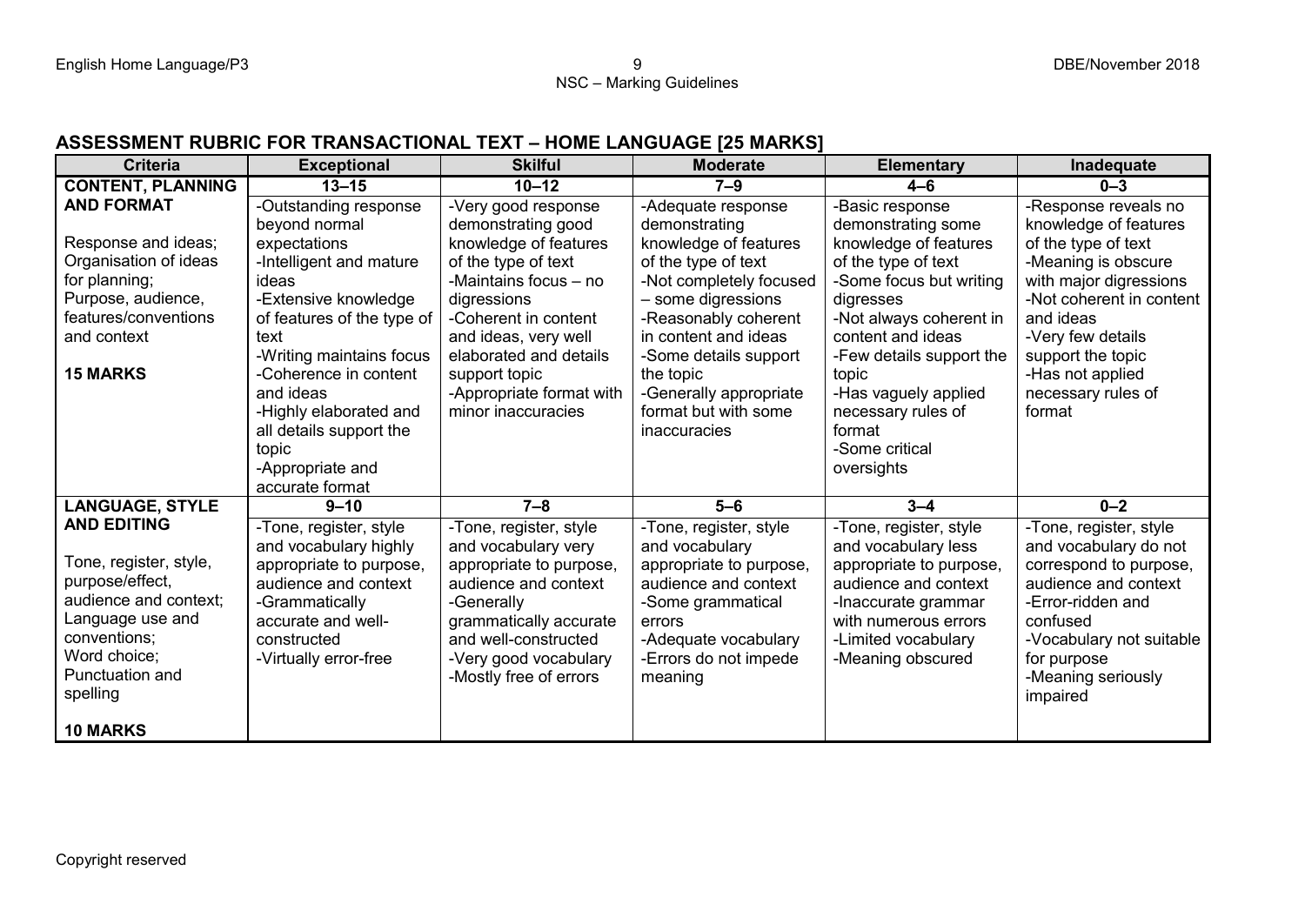## ASSESSMENT RUBRIC FOR TRANSACTIONAL TEXT – HOME LANGUAGE [25 MARKS]

| Criteria | Exceptional | Skilful | Moderate | Elementary | Inadequate |
|---|---|---|---|---|---|
| **CONTENT, PLANNING AND FORMAT** | **13–15** | **10–12** | **7–9** | **4–6** | **0–3** |
| Response and ideas; Organisation of ideas for planning; Purpose, audience, features/conventions and context<br><br>**15 MARKS** | -Outstanding response beyond normal expectations<br>-Intelligent and mature ideas<br>-Extensive knowledge of features of the type of text<br>-Writing maintains focus<br>-Coherence in content and ideas<br>-Highly elaborated and all details support the topic<br>-Appropriate and accurate format | -Very good response demonstrating good knowledge of features of the type of text<br>-Maintains focus – no digressions<br>-Coherent in content and ideas, very well elaborated and details support topic<br>-Appropriate format with minor inaccuracies | -Adequate response demonstrating knowledge of features of the type of text<br>-Not completely focused – some digressions<br>-Reasonably coherent in content and ideas<br>-Some details support the topic<br>-Generally appropriate format but with some inaccuracies | -Basic response demonstrating some knowledge of features of the type of text<br>-Some focus but writing digresses<br>-Not always coherent in content and ideas<br>-Few details support the topic<br>-Has vaguely applied necessary rules of format<br>-Some critical oversights | -Response reveals no knowledge of features of the type of text<br>-Meaning is obscure with major digressions<br>-Not coherent in content and ideas<br>-Very few details support the topic<br>-Has not applied necessary rules of format |
| **LANGUAGE, STYLE AND EDITING** | **9–10** | **7–8** | **5–6** | **3–4** | **0–2** |
| Tone, register, style, purpose/effect, audience and context; Language use and conventions; Word choice; Punctuation and spelling<br><br>**10 MARKS** | -Tone, register, style and vocabulary highly appropriate to purpose, audience and context<br>-Grammatically accurate and well-constructed<br>-Virtually error-free | -Tone, register, style and vocabulary very appropriate to purpose, audience and context<br>-Generally grammatically accurate and well-constructed<br>-Very good vocabulary<br>-Mostly free of errors | -Tone, register, style and vocabulary appropriate to purpose, audience and context<br>-Some grammatical errors<br>-Adequate vocabulary<br>-Errors do not impede meaning | -Tone, register, style and vocabulary less appropriate to purpose, audience and context<br>-Inaccurate grammar with numerous errors<br>-Limited vocabulary<br>-Meaning obscured | -Tone, register, style and vocabulary do not correspond to purpose, audience and context<br>-Error-ridden and confused<br>-Vocabulary not suitable for purpose<br>-Meaning seriously impaired |

Copyright reserved